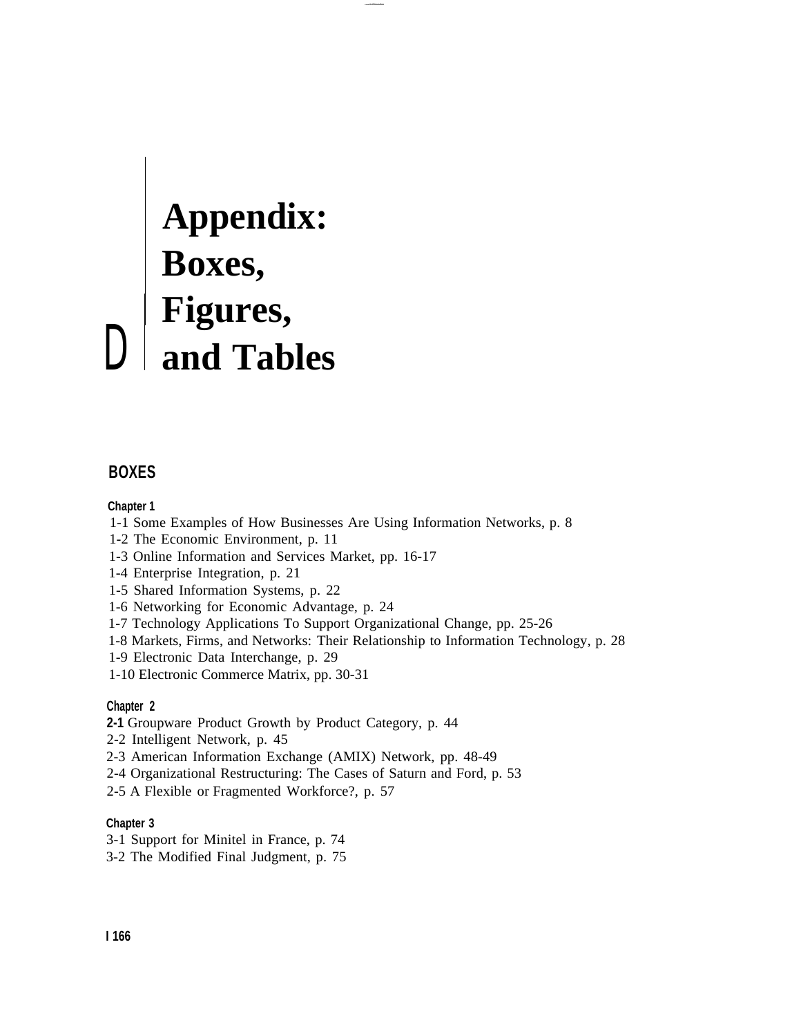# Appendix D: Boxes, Figures, and Tables

## BOXES

### Chapter 1

1-1 Some Examples of How Businesses Are Using Information Networks, p. 8
1-2 The Economic Environment, p. 11
1-3 Online Information and Services Market, pp. 16-17
1-4 Enterprise Integration, p. 21
1-5 Shared Information Systems, p. 22
1-6 Networking for Economic Advantage, p. 24
1-7 Technology Applications To Support Organizational Change, pp. 25-26
1-8 Markets, Firms, and Networks: Their Relationship to Information Technology, p. 28
1-9 Electronic Data Interchange, p. 29
1-10 Electronic Commerce Matrix, pp. 30-31

### Chapter 2

**2-1** Groupware Product Growth by Product Category, p. 44
2-2 Intelligent Network, p. 45
2-3 American Information Exchange (AMIX) Network, pp. 48-49
2-4 Organizational Restructuring: The Cases of Saturn and Ford, p. 53
2-5 A Flexible or Fragmented Workforce?, p. 57

### Chapter 3

3-1 Support for Minitel in France, p. 74
3-2 The Modified Final Judgment, p. 75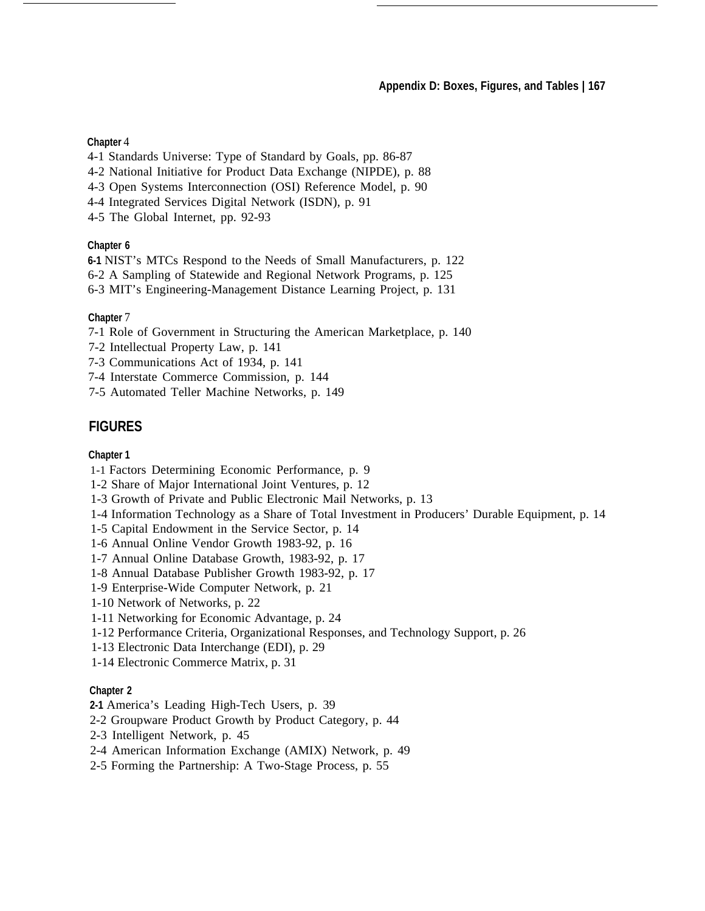### Chapter 4

4-1 Standards Universe: Type of Standard by Goals, pp. 86-87
4-2 National Initiative for Product Data Exchange (NIPDE), p. 88
4-3 Open Systems Interconnection (OSI) Reference Model, p. 90
4-4 Integrated Services Digital Network (ISDN), p. 91
4-5 The Global Internet, pp. 92-93

### Chapter 6

6-1 NIST's MTCs Respond to the Needs of Small Manufacturers, p. 122
6-2 A Sampling of Statewide and Regional Network Programs, p. 125
6-3 MIT's Engineering-Management Distance Learning Project, p. 131

### Chapter 7

7-1 Role of Government in Structuring the American Marketplace, p. 140
7-2 Intellectual Property Law, p. 141
7-3 Communications Act of 1934, p. 141
7-4 Interstate Commerce Commission, p. 144
7-5 Automated Teller Machine Networks, p. 149

## FIGURES

### Chapter 1

1-1 Factors Determining Economic Performance, p. 9
1-2 Share of Major International Joint Ventures, p. 12
1-3 Growth of Private and Public Electronic Mail Networks, p. 13
1-4 Information Technology as a Share of Total Investment in Producers' Durable Equipment, p. 14
1-5 Capital Endowment in the Service Sector, p. 14
1-6 Annual Online Vendor Growth 1983-92, p. 16
1-7 Annual Online Database Growth, 1983-92, p. 17
1-8 Annual Database Publisher Growth 1983-92, p. 17
1-9 Enterprise-Wide Computer Network, p. 21
1-10 Network of Networks, p. 22
1-11 Networking for Economic Advantage, p. 24
1-12 Performance Criteria, Organizational Responses, and Technology Support, p. 26
1-13 Electronic Data Interchange (EDI), p. 29
1-14 Electronic Commerce Matrix, p. 31

### Chapter 2

2-1 America's Leading High-Tech Users, p. 39
2-2 Groupware Product Growth by Product Category, p. 44
2-3 Intelligent Network, p. 45
2-4 American Information Exchange (AMIX) Network, p. 49
2-5 Forming the Partnership: A Two-Stage Process, p. 55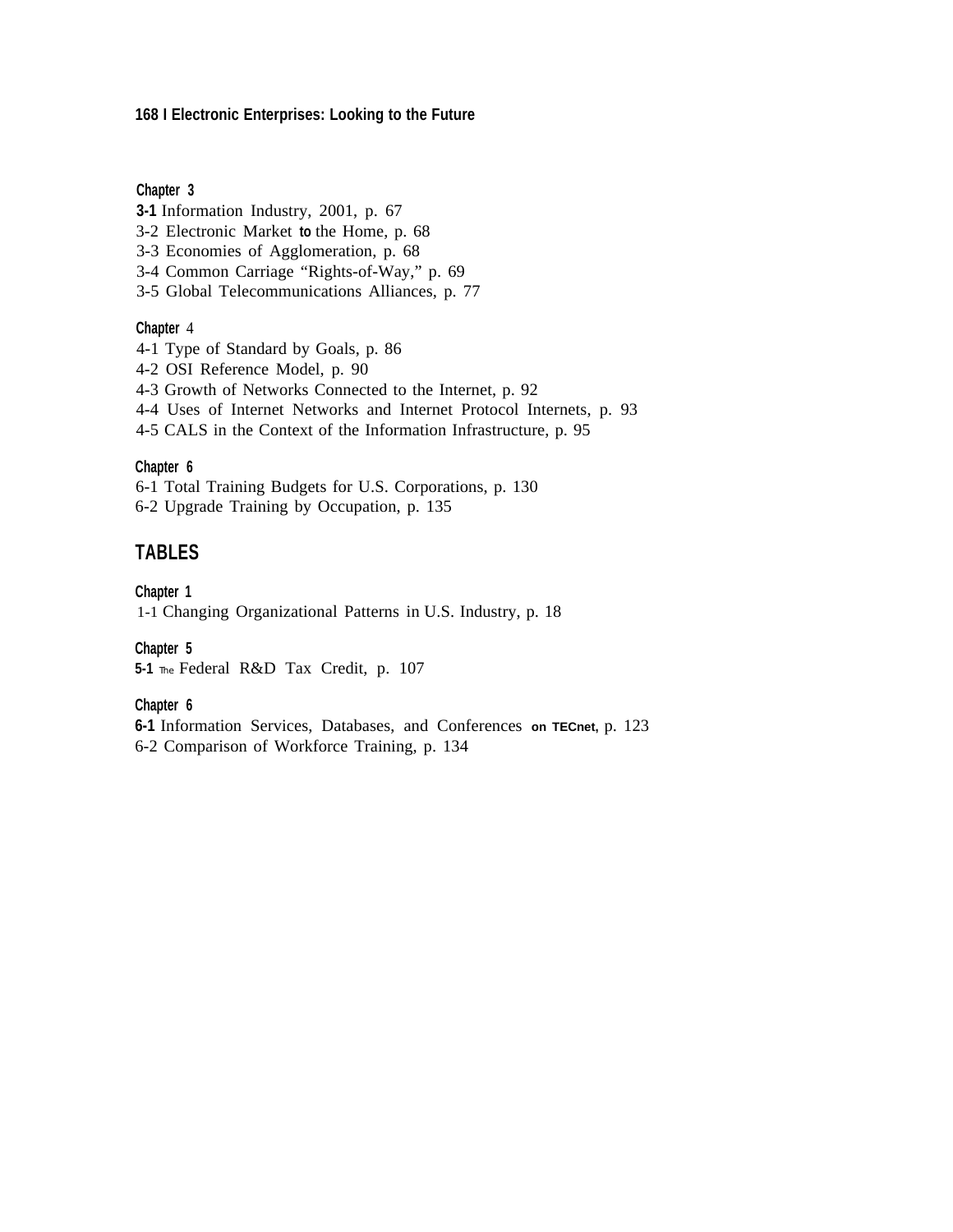**Chapter 3**

3-1 Information Industry, 2001, p. 67
3-2 Electronic Market to the Home, p. 68
3-3 Economies of Agglomeration, p. 68
3-4 Common Carriage "Rights-of-Way," p. 69
3-5 Global Telecommunications Alliances, p. 77

**Chapter 4**

4-1 Type of Standard by Goals, p. 86
4-2 OSI Reference Model, p. 90
4-3 Growth of Networks Connected to the Internet, p. 92
4-4 Uses of Internet Networks and Internet Protocol Internets, p. 93
4-5 CALS in the Context of the Information Infrastructure, p. 95

**Chapter 6**

6-1 Total Training Budgets for U.S. Corporations, p. 130
6-2 Upgrade Training by Occupation, p. 135

## TABLES

**Chapter 1**

1-1 Changing Organizational Patterns in U.S. Industry, p. 18

**Chapter 5**

5-1 The Federal R&D Tax Credit, p. 107

**Chapter 6**

6-1 Information Services, Databases, and Conferences on TECnet, p. 123
6-2 Comparison of Workforce Training, p. 134